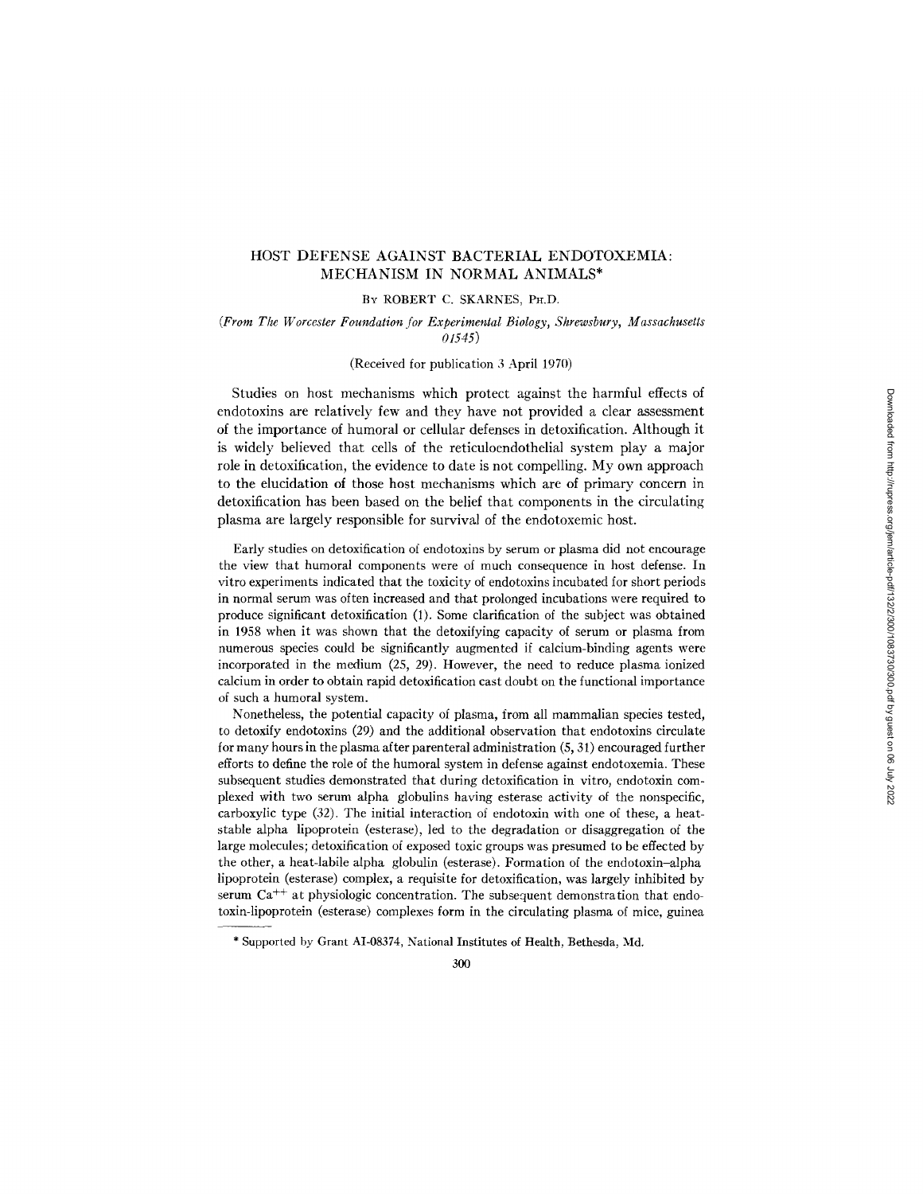# HOST DEFENSE AGAINST BACTERIAL ENDOTOXEMIA: MECHANISM IN NORMAL ANIMALS*

BY ROBERT C. SKARNES, PH.D.

*(From The Worcester Foundation for Experimental Biology, Shrewsbury, Massachusetts 01545)*

(Received for publication 3 April 1970)

Studies on host mechanisms which protect against the harmful effects of endotoxins are relatively few and they have not provided a clear assessment of the importance of humoral or cellular defenses in detoxification. Although it is widely believed that cells of the reticuloendothelial system play a major role in detoxification, the evidence to date is not compelling. My own approach to the elucidation of those host mechanisms which are of primary concern in detoxification has been based on the belief that components in the circulating plasma are largely responsible for survival of the endotoxemic host.

Early studies on detoxification of endotoxins by serum or plasma did not encourage the view that humoral components were of much consequence in host defense. In vitro experiments indicated that the toxicity of endotoxins incubated for short periods in normal serum was often increased and that prolonged incubations were required to produce significant detoxification (1). Some clarification of the subject was obtained in 1958 when it was shown that the detoxifying capacity of serum or plasma from numerous species could be significantly augmented if calcium-binding agents were incorporated in the medium (25, 29). However, the need to reduce plasma ionized calcium in order to obtain rapid detoxification cast doubt on the functional importance of such a humoral system.

Nonetheless, the potential capacity of plasma, from all mammalian species tested, to detoxify endotoxins (29) and the additional observation that endotoxins circulate for many hours in the plasma after parenteral administration (5, 31) encouraged further efforts to define the role of the humoral system in defense against endotoxemia. These subsequent studies demonstrated that during detoxification in vitro, endotoxin complexed with two serum alpha globulins having esterase activity of the nonspecific, carboxylic type (32). The initial interaction of endotoxin with one of these, a heat-stable alpha lipoprotein (esterase), led to the degradation or disaggregation of the large molecules; detoxification of exposed toxic groups was presumed to be effected by the other, a heat-labile alpha globulin (esterase). Formation of the endotoxin–alpha lipoprotein (esterase) complex, a requisite for detoxification, was largely inhibited by serum $Ca^{++}$ at physiologic concentration. The subsequent demonstration that endotoxin-lipoprotein (esterase) complexes form in the circulating plasma of mice, guinea

* Supported by Grant AI-08374, National Institutes of Health, Bethesda, Md.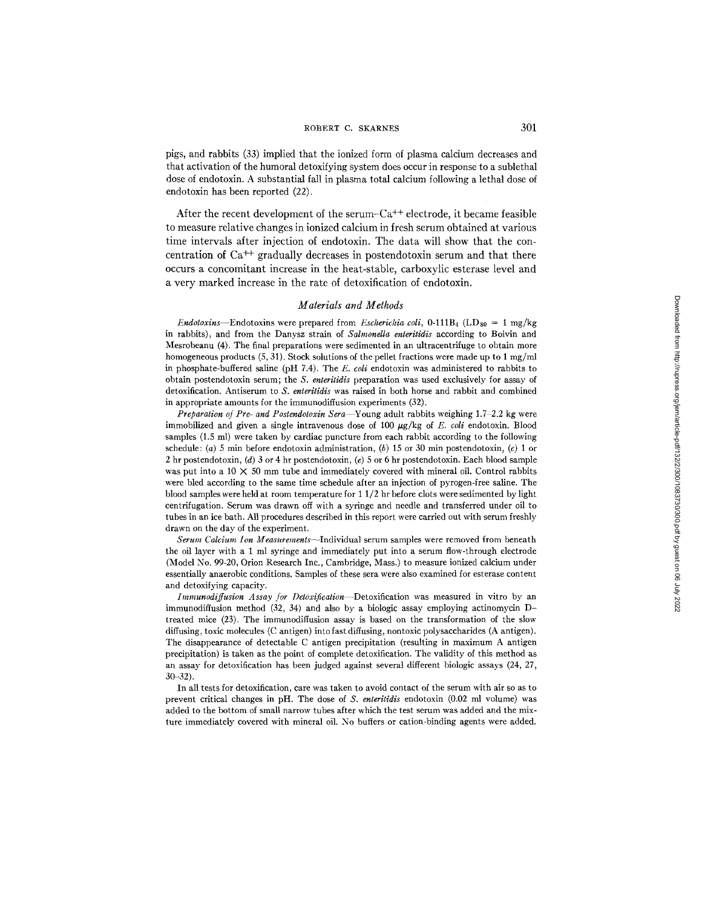pigs, and rabbits (33) implied that the ionized form of plasma calcium decreases and that activation of the humoral detoxifying system does occur in response to a sublethal dose of endotoxin. A substantial fall in plasma total calcium following a lethal dose of endotoxin has been reported (22).

After the recent development of the serum-$Ca^{++}$ electrode, it became feasible to measure relative changes in ionized calcium in fresh serum obtained at various time intervals after injection of endotoxin. The data will show that the concentration of $Ca^{++}$ gradually decreases in postendotoxin serum and that there occurs a concomitant increase in the heat-stable, carboxylic esterase level and a very marked increase in the rate of detoxification of endotoxin.

## *Materials and Methods*

*Endotoxins*—Endotoxins were prepared from *Escherichia coli*, 0-111$B_4$ ($LD_{80}$ = 1 mg/kg in rabbits), and from the Danysz strain of *Salmonella enteritidis* according to Boivin and Mesrobeanu (4). The final preparations were sedimented in an ultracentrifuge to obtain more homogeneous products (5, 31). Stock solutions of the pellet fractions were made up to 1 mg/ml in phosphate-buffered saline (pH 7.4). The *E. coli* endotoxin was administered to rabbits to obtain postendotoxin serum; the *S. enteritidis* preparation was used exclusively for assay of detoxification. Antiserum to *S. enteritidis* was raised in both horse and rabbit and combined in appropriate amounts for the immunodiffusion experiments (32).

*Preparation of Pre- and Postendotoxin Sera*—Young adult rabbits weighing 1.7–2.2 kg were immobilized and given a single intravenous dose of 100 μg/kg of *E. coli* endotoxin. Blood samples (1.5 ml) were taken by cardiac puncture from each rabbit according to the following schedule: (*a*) 5 min before endotoxin administration, (*b*) 15 or 30 min postendotoxin, (*c*) 1 or 2 hr postendotoxin, (*d*) 3 or 4 hr postendotoxin, (*e*) 5 or 6 hr postendotoxin. Each blood sample was put into a 10 × 50 mm tube and immediately covered with mineral oil. Control rabbits were bled according to the same time schedule after an injection of pyrogen-free saline. The blood samples were held at room temperature for 1 1/2 hr before clots were sedimented by light centrifugation. Serum was drawn off with a syringe and needle and transferred under oil to tubes in an ice bath. All procedures described in this report were carried out with serum freshly drawn on the day of the experiment.

*Serum Calcium Ion Measurements*—Individual serum samples were removed from beneath the oil layer with a 1 ml syringe and immediately put into a serum flow-through electrode (Model No. 99-20, Orion Research Inc., Cambridge, Mass.) to measure ionized calcium under essentially anaerobic conditions. Samples of these sera were also examined for esterase content and detoxifying capacity.

*Immunodiffusion Assay for Detoxification*—Detoxification was measured in vitro by an immunodiffusion method (32, 34) and also by a biologic assay employing actinomycin D–treated mice (23). The immunodiffusion assay is based on the transformation of the slow diffusing, toxic molecules (C antigen) into fast diffusing, nontoxic polysaccharides (A antigen). The disappearance of detectable C antigen precipitation (resulting in maximum A antigen precipitation) is taken as the point of complete detoxification. The validity of this method as an assay for detoxification has been judged against several different biologic assays (24, 27, 30–32).

In all tests for detoxification, care was taken to avoid contact of the serum with air so as to prevent critical changes in pH. The dose of *S. enteritidis* endotoxin (0.02 ml volume) was added to the bottom of small narrow tubes after which the test serum was added and the mixture immediately covered with mineral oil. No buffers or cation-binding agents were added.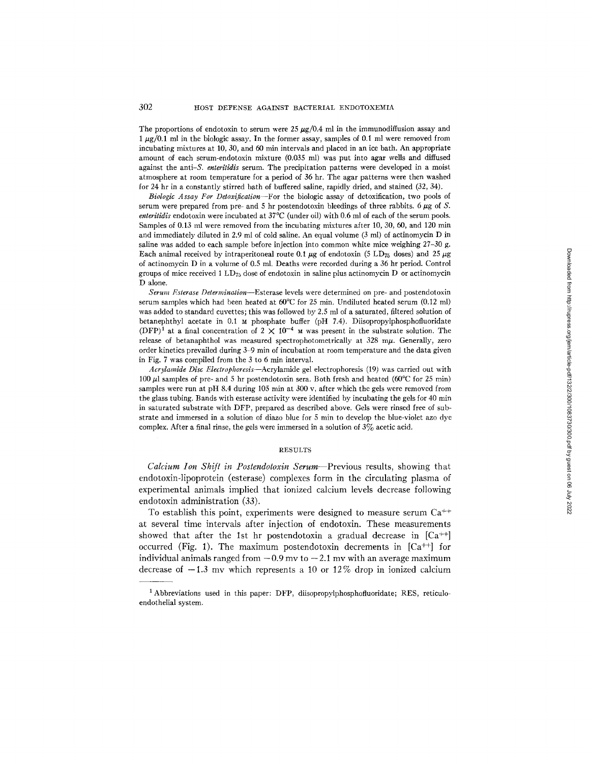The proportions of endotoxin to serum were 25 μg/0.4 ml in the immunodiffusion assay and 1 μg/0.1 ml in the biologic assay. In the former assay, samples of 0.1 ml were removed from incubating mixtures at 10, 30, and 60 min intervals and placed in an ice bath. An appropriate amount of each serum-endotoxin mixture (0.035 ml) was put into agar wells and diffused against the anti-*S. enteritidis* serum. The precipitation patterns were developed in a moist atmosphere at room temperature for a period of 36 hr. The agar patterns were then washed for 24 hr in a constantly stirred bath of buffered saline, rapidly dried, and stained (32, 34).

*Biologic Assay For Detoxification*—For the biologic assay of detoxification, two pools of serum were prepared from pre- and 5 hr postendotoxin bleedings of three rabbits. 6 μg of *S. enteritidis* endotoxin were incubated at 37°C (under oil) with 0.6 ml of each of the serum pools. Samples of 0.13 ml were removed from the incubating mixtures after 10, 30, 60, and 120 min and immediately diluted in 2.9 ml of cold saline. An equal volume (3 ml) of actinomycin D in saline was added to each sample before injection into common white mice weighing 27–30 g. Each animal received by intraperitoneal route 0.1 μg of endotoxin (5 $LD_{75}$ doses) and 25 μg of actinomycin D in a volume of 0.5 ml. Deaths were recorded during a 36 hr period. Control groups of mice received 1 $LD_{75}$ dose of endotoxin in saline plus actinomycin D or actinomycin D alone.

*Serum Esterase Determination*—Esterase levels were determined on pre- and postendotoxin serum samples which had been heated at 60°C for 25 min. Undiluted heated serum (0.12 ml) was added to standard cuvettes; this was followed by 2.5 ml of a saturated, filtered solution of betanephthyl acetate in 0.1 M phosphate buffer (pH 7.4). Diisopropylphosphofluoridate (DFP)[1] at a final concentration of $2 \times 10^{-4}$ M was present in the substrate solution. The release of betanaphthol was measured spectrophotometrically at 328 mμ. Generally, zero order kinetics prevailed during 3–9 min of incubation at room temperature and the data given in Fig. 7 was compiled from the 3 to 6 min interval.

*Acrylamide Disc Electrophoresis*—Acrylamide gel electrophoresis (19) was carried out with 100 μl samples of pre- and 5 hr postendotoxin sera. Both fresh and heated (60°C for 25 min) samples were run at pH 8.4 during 105 min at 300 v, after which the gels were removed from the glass tubing. Bands with esterase activity were identified by incubating the gels for 40 min in saturated substrate with DFP, prepared as described above. Gels were rinsed free of substrate and immersed in a solution of diazo blue for 5 min to develop the blue-violet azo dye complex. After a final rinse, the gels were immersed in a solution of 3% acetic acid.

## RESULTS

*Calcium Ion Shift in Postendotoxin Serum*—Previous results, showing that endotoxin-lipoprotein (esterase) complexes form in the circulating plasma of experimental animals implied that ionized calcium levels decrease following endotoxin administration (33).

To establish this point, experiments were designed to measure serum $Ca^{++}$ at several time intervals after injection of endotoxin. These measurements showed that after the 1st hr postendotoxin a gradual decrease in $[Ca^{++}]$ occurred (Fig. 1). The maximum postendotoxin decrements in $[Ca^{++}]$ for individual animals ranged from −0.9 mv to −2.1 mv with an average maximum decrease of −1.3 mv which represents a 10 or 12% drop in ionized calcium

[1] Abbreviations used in this paper: DFP, diisopropylphosphofluoridate; RES, reticulo-endothelial system.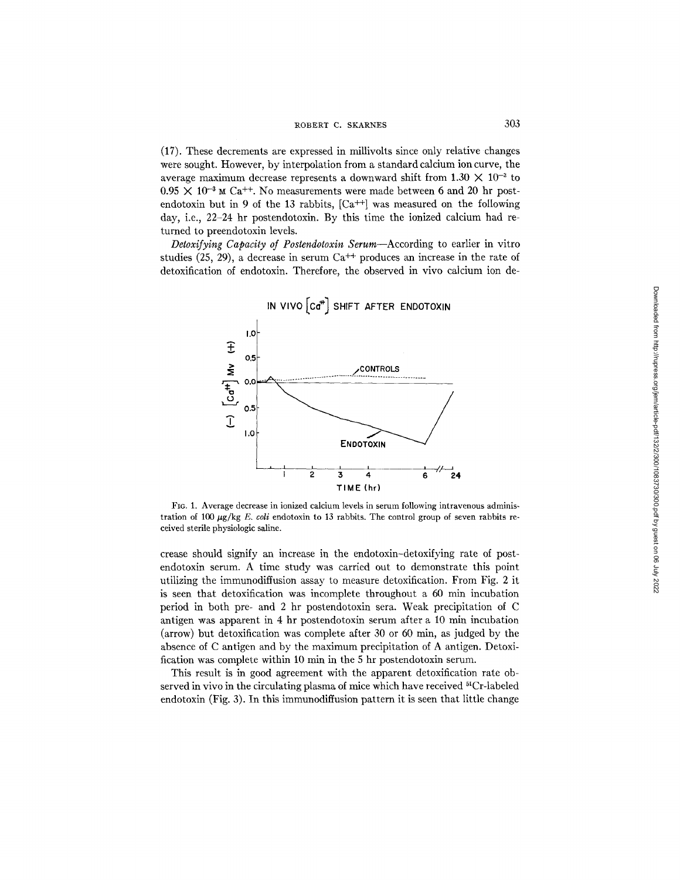(17). These decrements are expressed in millivolts since only relative changes were sought. However, by interpolation from a standard calcium ion curve, the average maximum decrease represents a downward shift from $1.30 \times 10^{-3}$ to $0.95 \times 10^{-3}$ M $Ca^{++}$. No measurements were made between 6 and 20 hr postendotoxin but in 9 of the 13 rabbits, $[Ca^{++}]$ was measured on the following day, i.e., 22–24 hr postendotoxin. By this time the ionized calcium had returned to preendotoxin levels.

*Detoxifying Capacity of Postendotoxin Serum*—According to earlier in vitro studies (25, 29), a decrease in serum $Ca^{++}$ produces an increase in the rate of detoxification of endotoxin. Therefore, the observed in vivo calcium ion decrease should signify an increase in the endotoxin-detoxifying rate of postendotoxin serum. A time study was carried out to demonstrate this point utilizing the immunodiffusion assay to measure detoxification. From Fig. 2 it is seen that detoxification was incomplete throughout a 60 min incubation period in both pre- and 2 hr postendotoxin sera. Weak precipitation of C antigen was apparent in 4 hr postendotoxin serum after a 10 min incubation (arrow) but detoxification was complete after 30 or 60 min, as judged by the absence of C antigen and by the maximum precipitation of A antigen. Detoxification was complete within 10 min in the 5 hr postendotoxin serum.

FIG. 1. Average decrease in ionized calcium levels in serum following intravenous administration of 100 μg/kg *E. coli* endotoxin to 13 rabbits. The control group of seven rabbits received sterile physiologic saline.

This result is in good agreement with the apparent detoxification rate observed in vivo in the circulating plasma of mice which have received $^{51}Cr$-labeled endotoxin (Fig. 3). In this immunodiffusion pattern it is seen that little change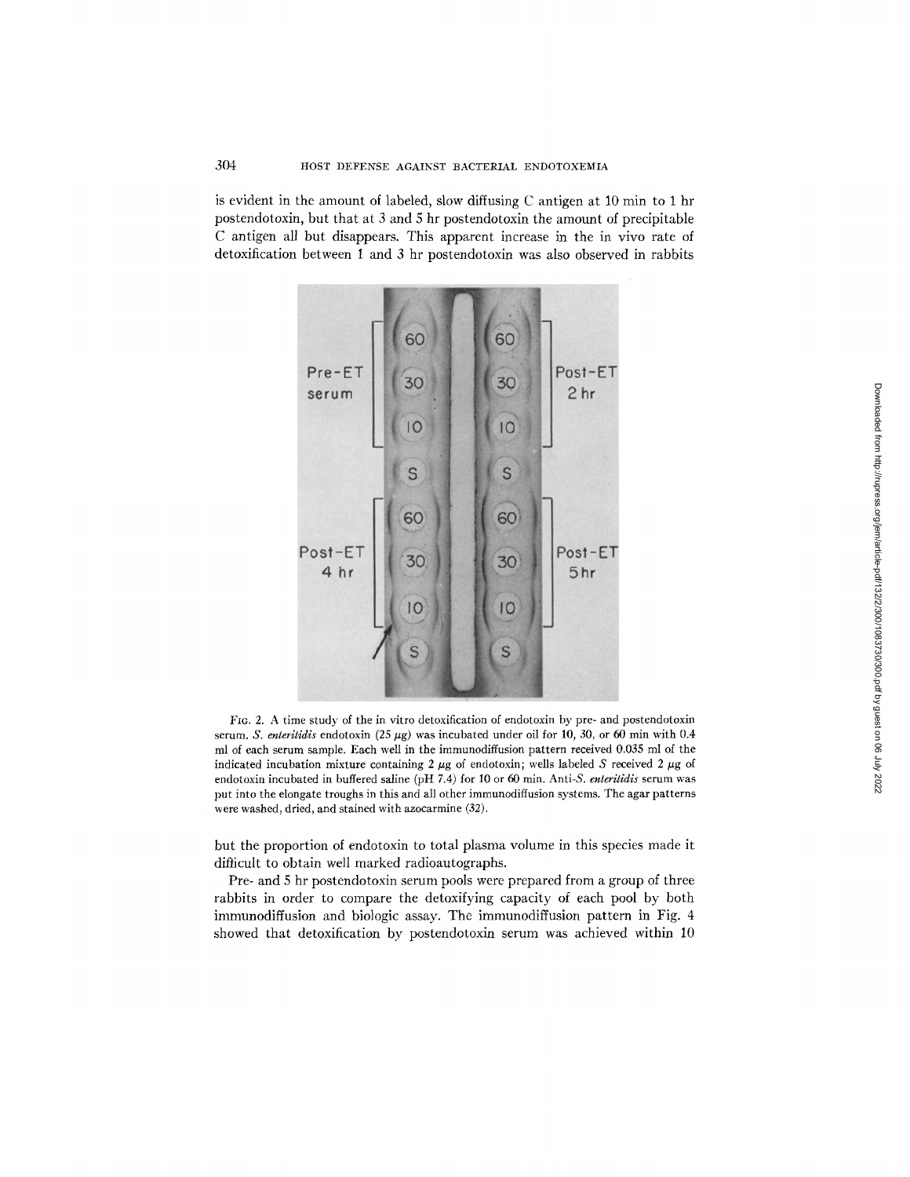is evident in the amount of labeled, slow diffusing C antigen at 10 min to 1 hr postendotoxin, but that at 3 and 5 hr postendotoxin the amount of precipitable C antigen all but disappears. This apparent increase in the in vivo rate of detoxification between 1 and 3 hr postendotoxin was also observed in rabbits

FIG. 2. A time study of the in vitro detoxification of endotoxin by pre- and postendotoxin serum. *S. enteritidis* endotoxin (25 μg) was incubated under oil for 10, 30, or 60 min with 0.4 ml of each serum sample. Each well in the immunodiffusion pattern received 0.035 ml of the indicated incubation mixture containing 2 μg of endotoxin; wells labeled *S* received 2 μg of endotoxin incubated in buffered saline (pH 7.4) for 10 or 60 min. Anti-*S. enteritidis* serum was put into the elongate troughs in this and all other immunodiffusion systems. The agar patterns were washed, dried, and stained with azocarmine (32).

but the proportion of endotoxin to total plasma volume in this species made it difficult to obtain well marked radioautographs.

Pre- and 5 hr postendotoxin serum pools were prepared from a group of three rabbits in order to compare the detoxifying capacity of each pool by both immunodiffusion and biologic assay. The immunodiffusion pattern in Fig. 4 showed that detoxification by postendotoxin serum was achieved within 10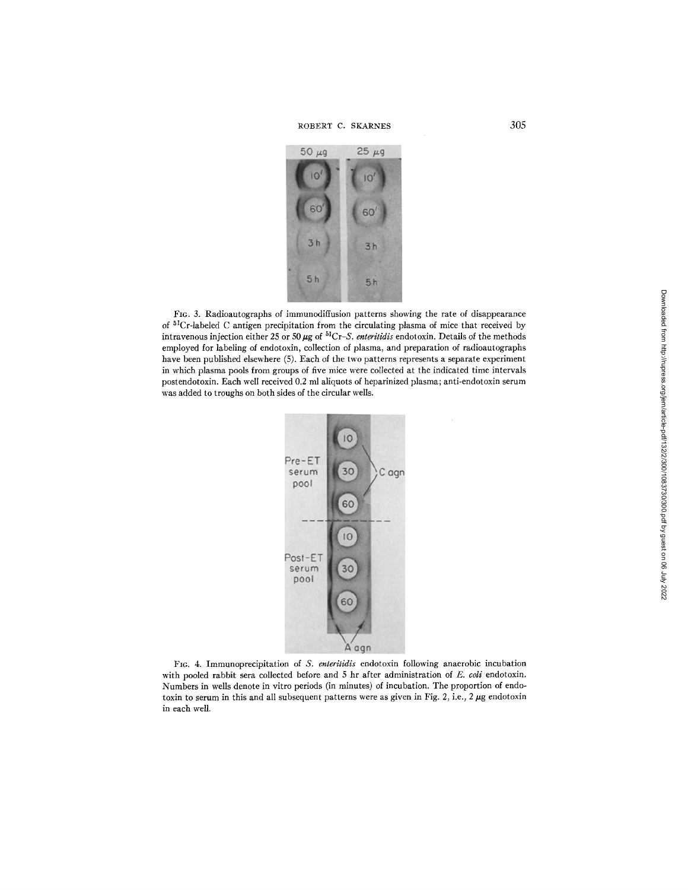FIG. 3. Radioautographs of immunodiffusion patterns showing the rate of disappearance of $^{51}$Cr-labeled C antigen precipitation from the circulating plasma of mice that received by intravenous injection either 25 or 50 $\mu$g of $^{51}$Cr–*S. enteritidis* endotoxin. Details of the methods employed for labeling of endotoxin, collection of plasma, and preparation of radioautographs have been published elsewhere (5). Each of the two patterns represents a separate experiment in which plasma pools from groups of five mice were collected at the indicated time intervals postendotoxin. Each well received 0.2 ml aliquots of heparinized plasma; anti-endotoxin serum was added to troughs on both sides of the circular wells.

FIG. 4. Immunoprecipitation of *S. enteritidis* endotoxin following anaerobic incubation with pooled rabbit sera collected before and 5 hr after administration of *E. coli* endotoxin. Numbers in wells denote in vitro periods (in minutes) of incubation. The proportion of endotoxin to serum in this and all subsequent patterns were as given in Fig. 2, i.e., 2 $\mu$g endotoxin in each well.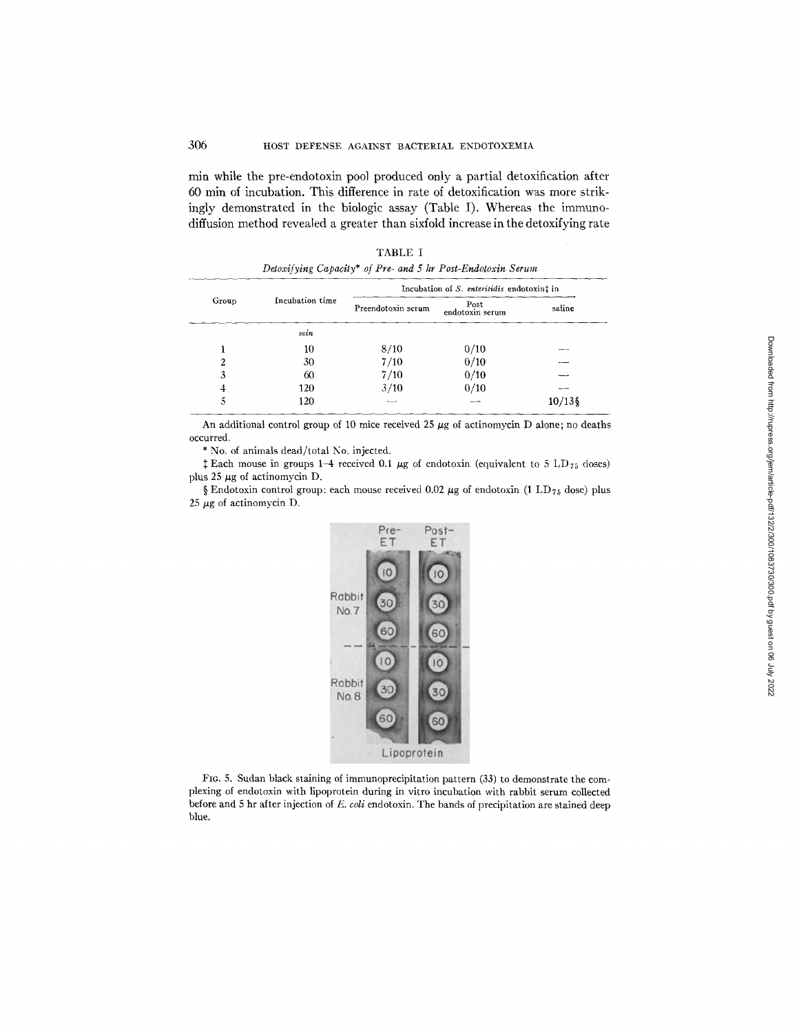min while the pre-endotoxin pool produced only a partial detoxification after 60 min of incubation. This difference in rate of detoxification was more strikingly demonstrated in the biologic assay (Table I). Whereas the immunodiffusion method revealed a greater than sixfold increase in the detoxifying rate

TABLE I

*Detoxifying Capacity\* of Pre- and 5 hr Post-Endotoxin Serum*

| Group | Incubation time | Incubation of *S. enteritidis* endotoxin‡ in | | |
|---|---|---|---|---|
| | | Preendotoxin serum | Post endotoxin serum | saline |
| | *min* | | | |
| 1 | 10 | 8/10 | 0/10 | — |
| 2 | 30 | 7/10 | 0/10 | — |
| 3 | 60 | 7/10 | 0/10 | — |
| 4 | 120 | 3/10 | 0/10 | — |
| 5 | 120 | — | — | 10/13§ |

An additional control group of 10 mice received 25 μg of actinomycin D alone; no deaths occurred.

\* No. of animals dead/total No. injected.

‡ Each mouse in groups 1–4 received 0.1 μg of endotoxin (equivalent to 5 $LD_{75}$ doses) plus 25 μg of actinomycin D.

§ Endotoxin control group: each mouse received 0.02 μg of endotoxin (1 $LD_{75}$ dose) plus 25 μg of actinomycin D.

FIG. 5. Sudan black staining of immunoprecipitation pattern (33) to demonstrate the complexing of endotoxin with lipoprotein during in vitro incubation with rabbit serum collected before and 5 hr after injection of *E. coli* endotoxin. The bands of precipitation are stained deep blue.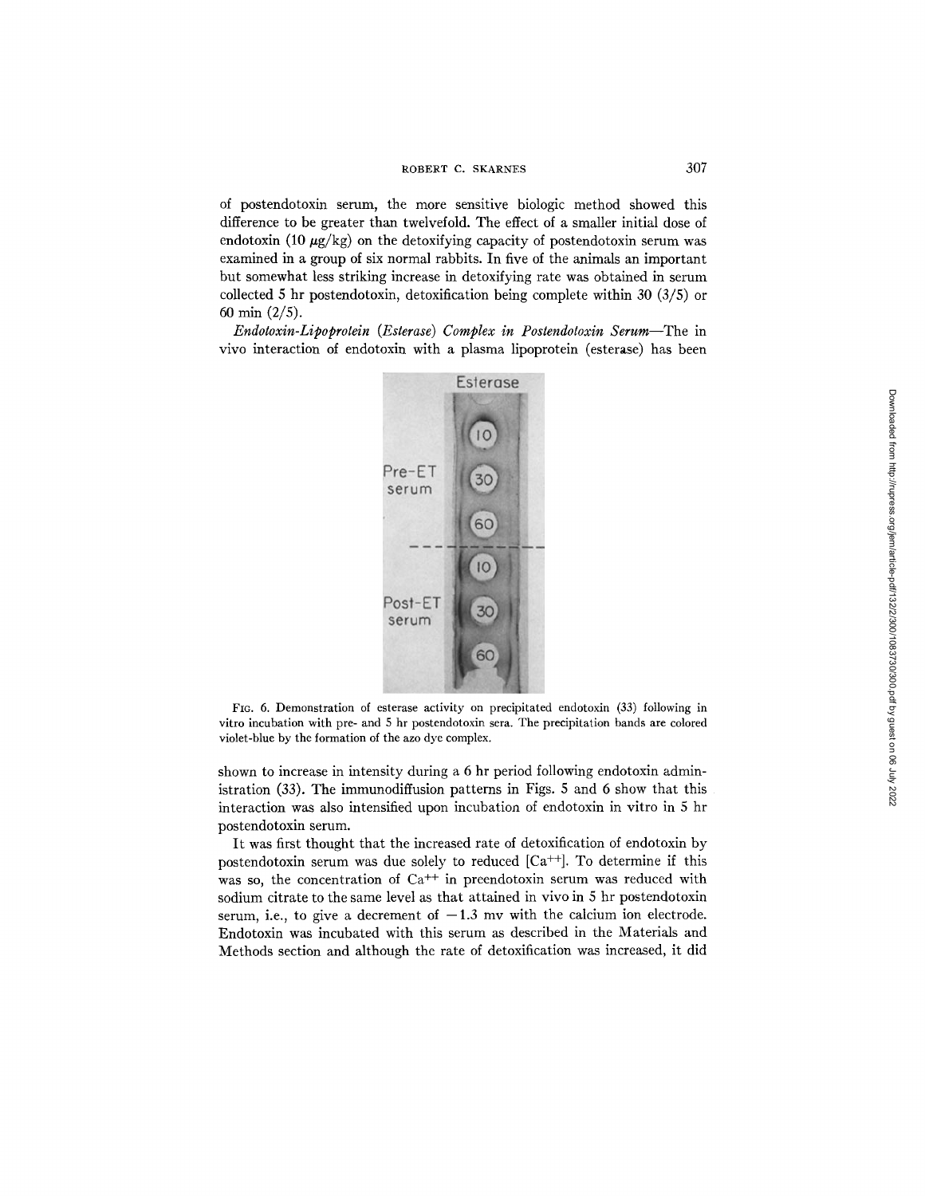of postendotoxin serum, the more sensitive biologic method showed this difference to be greater than twelvefold. The effect of a smaller initial dose of endotoxin (10 $\mu$g/kg) on the detoxifying capacity of postendotoxin serum was examined in a group of six normal rabbits. In five of the animals an important but somewhat less striking increase in detoxifying rate was obtained in serum collected 5 hr postendotoxin, detoxification being complete within 30 (3/5) or 60 min (2/5).

*Endotoxin-Lipoprotein (Esterase) Complex in Postendotoxin Serum*—The in vivo interaction of endotoxin with a plasma lipoprotein (esterase) has been

FIG. 6. Demonstration of esterase activity on precipitated endotoxin (33) following in vitro incubation with pre- and 5 hr postendotoxin sera. The precipitation bands are colored violet-blue by the formation of the azo dye complex.

shown to increase in intensity during a 6 hr period following endotoxin administration (33). The immunodiffusion patterns in Figs. 5 and 6 show that this interaction was also intensified upon incubation of endotoxin in vitro in 5 hr postendotoxin serum.

It was first thought that the increased rate of detoxification of endotoxin by postendotoxin serum was due solely to reduced [$Ca^{++}$]. To determine if this was so, the concentration of $Ca^{++}$ in preendotoxin serum was reduced with sodium citrate to the same level as that attained in vivo in 5 hr postendotoxin serum, i.e., to give a decrement of $-1.3$ mv with the calcium ion electrode. Endotoxin was incubated with this serum as described in the Materials and Methods section and although the rate of detoxification was increased, it did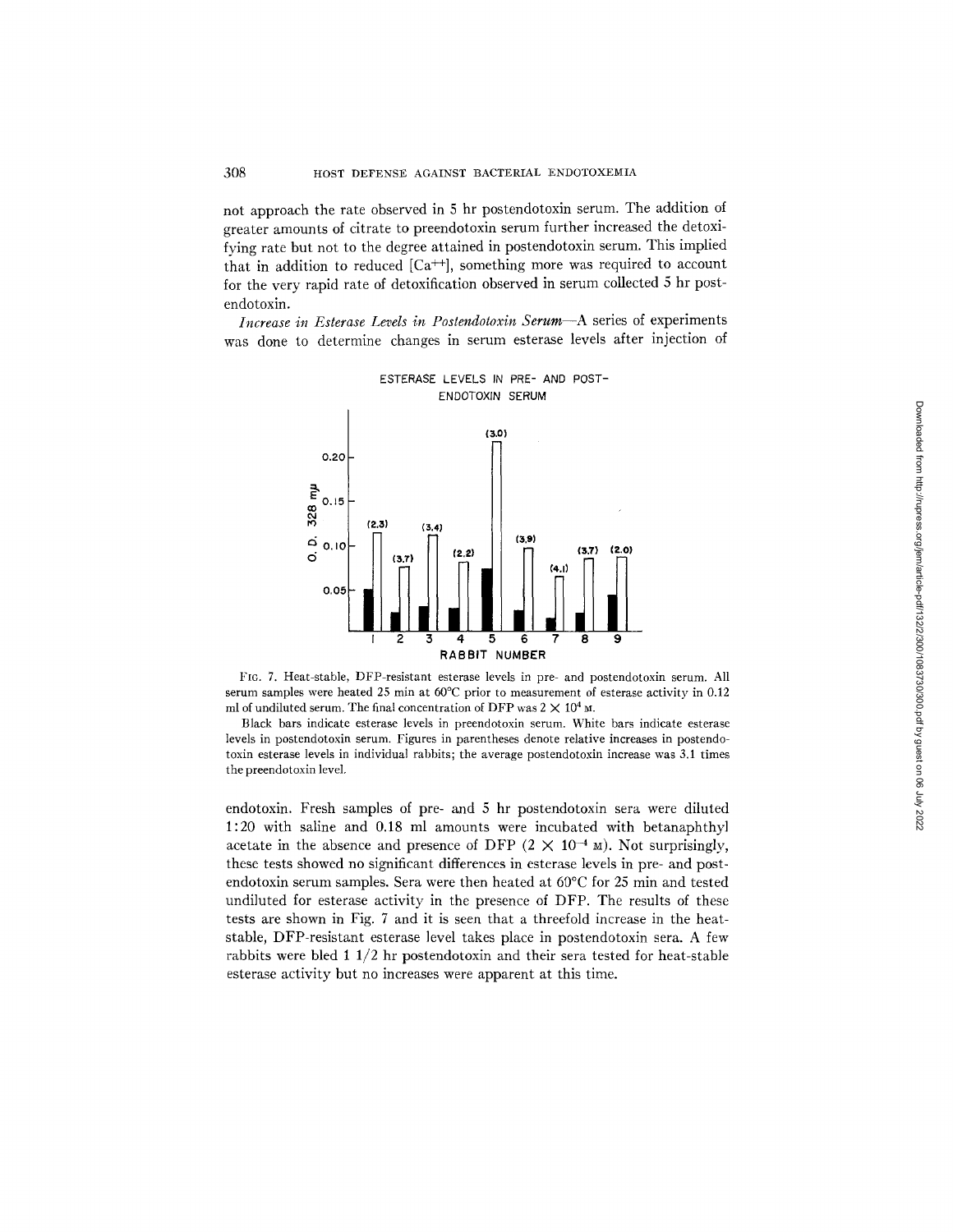not approach the rate observed in 5 hr postendotoxin serum. The addition of greater amounts of citrate to preendotoxin serum further increased the detoxifying rate but not to the degree attained in postendotoxin serum. This implied that in addition to reduced [$Ca^{++}$], something more was required to account for the very rapid rate of detoxification observed in serum collected 5 hr postendotoxin.

*Increase in Esterase Levels in Postendotoxin Serum*—A series of experiments was done to determine changes in serum esterase levels after injection of

FIG. 7. Heat-stable, DFP-resistant esterase levels in pre- and postendotoxin serum. All serum samples were heated 25 min at 60°C prior to measurement of esterase activity in 0.12 ml of undiluted serum. The final concentration of DFP was $2 \times 10^{4}$ M.

Black bars indicate esterase levels in preendotoxin serum. White bars indicate esterase levels in postendotoxin serum. Figures in parentheses denote relative increases in postendotoxin esterase levels in individual rabbits; the average postendotoxin increase was 3.1 times the preendotoxin level.

endotoxin. Fresh samples of pre- and 5 hr postendotoxin sera were diluted 1:20 with saline and 0.18 ml amounts were incubated with betanaphthyl acetate in the absence and presence of DFP ($2 \times 10^{-4}$ M). Not surprisingly, these tests showed no significant differences in esterase levels in pre- and postendotoxin serum samples. Sera were then heated at 60°C for 25 min and tested undiluted for esterase activity in the presence of DFP. The results of these tests are shown in Fig. 7 and it is seen that a threefold increase in the heat-stable, DFP-resistant esterase level takes place in postendotoxin sera. A few rabbits were bled 1 1/2 hr postendotoxin and their sera tested for heat-stable esterase activity but no increases were apparent at this time.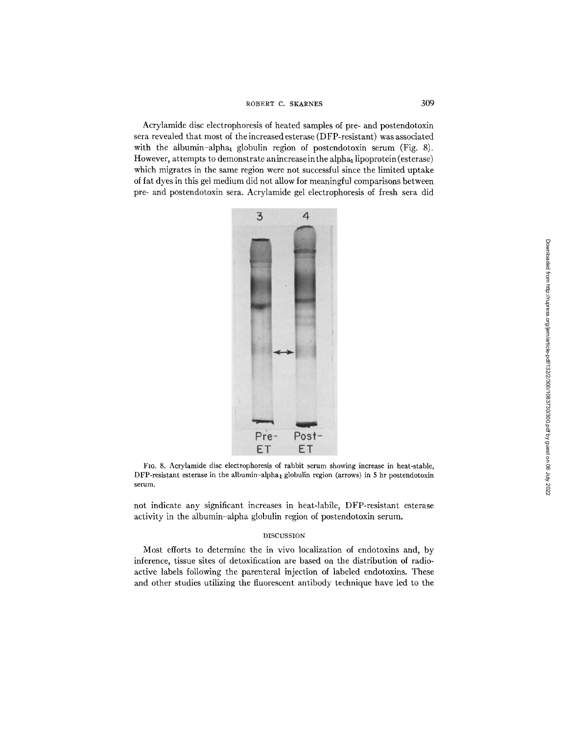Acrylamide disc electrophoresis of heated samples of pre- and postendotoxin sera revealed that most of the increased esterase (DFP-resistant) was associated with the albumin–alpha$_1$ globulin region of postendotoxin serum (Fig. 8). However, attempts to demonstrate an increase in the alpha$_1$ lipoprotein (esterase) which migrates in the same region were not successful since the limited uptake of fat dyes in this gel medium did not allow for meaningful comparisons between pre- and postendotoxin sera. Acrylamide gel electrophoresis of fresh sera did

FIG. 8. Acrylamide disc electrophoresis of rabbit serum showing increase in heat-stable, DFP-resistant esterase in the albumin–alpha$_1$ globulin region (arrows) in 5 hr postendotoxin serum.

not indicate any significant increases in heat-labile, DFP-resistant esterase activity in the albumin–alpha globulin region of postendotoxin serum.

## DISCUSSION

Most efforts to determine the in vivo localization of endotoxins and, by inference, tissue sites of detoxification are based on the distribution of radioactive labels following the parenteral injection of labeled endotoxins. These and other studies utilizing the fluorescent antibody technique have led to the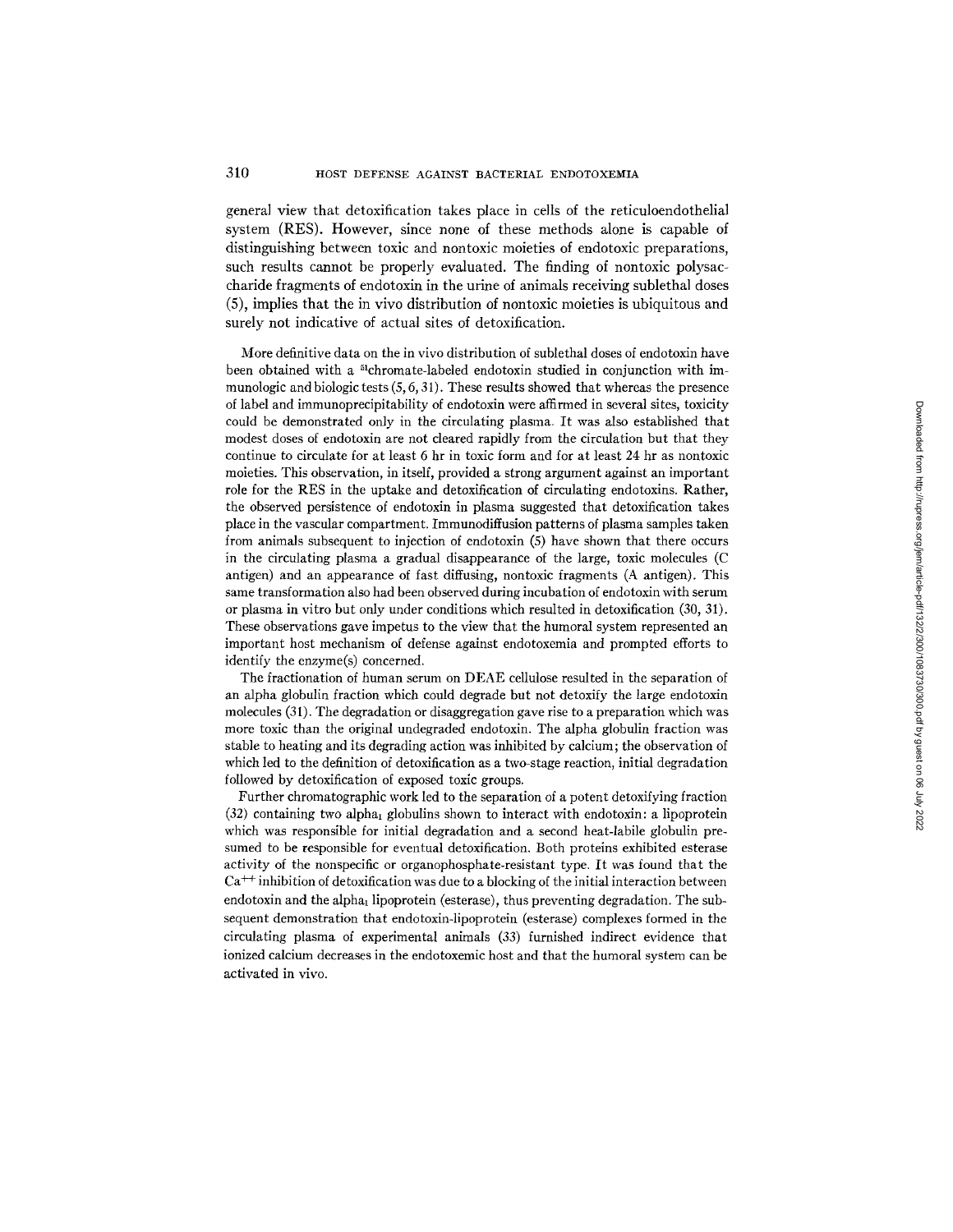general view that detoxification takes place in cells of the reticuloendothelial system (RES). However, since none of these methods alone is capable of distinguishing between toxic and nontoxic moieties of endotoxic preparations, such results cannot be properly evaluated. The finding of nontoxic polysaccharide fragments of endotoxin in the urine of animals receiving sublethal doses (5), implies that the in vivo distribution of nontoxic moieties is ubiquitous and surely not indicative of actual sites of detoxification.

More definitive data on the in vivo distribution of sublethal doses of endotoxin have been obtained with a $^{51}$chromate-labeled endotoxin studied in conjunction with immunologic and biologic tests (5, 6, 31). These results showed that whereas the presence of label and immunoprecipitability of endotoxin were affirmed in several sites, toxicity could be demonstrated only in the circulating plasma. It was also established that modest doses of endotoxin are not cleared rapidly from the circulation but that they continue to circulate for at least 6 hr in toxic form and for at least 24 hr as nontoxic moieties. This observation, in itself, provided a strong argument against an important role for the RES in the uptake and detoxification of circulating endotoxins. Rather, the observed persistence of endotoxin in plasma suggested that detoxification takes place in the vascular compartment. Immunodiffusion patterns of plasma samples taken from animals subsequent to injection of endotoxin (5) have shown that there occurs in the circulating plasma a gradual disappearance of the large, toxic molecules (C antigen) and an appearance of fast diffusing, nontoxic fragments (A antigen). This same transformation also had been observed during incubation of endotoxin with serum or plasma in vitro but only under conditions which resulted in detoxification (30, 31). These observations gave impetus to the view that the humoral system represented an important host mechanism of defense against endotoxemia and prompted efforts to identify the enzyme(s) concerned.

The fractionation of human serum on DEAE cellulose resulted in the separation of an alpha globulin fraction which could degrade but not detoxify the large endotoxin molecules (31). The degradation or disaggregation gave rise to a preparation which was more toxic than the original undegraded endotoxin. The alpha globulin fraction was stable to heating and its degrading action was inhibited by calcium; the observation of which led to the definition of detoxification as a two-stage reaction, initial degradation followed by detoxification of exposed toxic groups.

Further chromatographic work led to the separation of a potent detoxifying fraction (32) containing two alpha$_1$ globulins shown to interact with endotoxin: a lipoprotein which was responsible for initial degradation and a second heat-labile globulin presumed to be responsible for eventual detoxification. Both proteins exhibited esterase activity of the nonspecific or organophosphate-resistant type. It was found that the $Ca^{++}$ inhibition of detoxification was due to a blocking of the initial interaction between endotoxin and the alpha$_1$ lipoprotein (esterase), thus preventing degradation. The subsequent demonstration that endotoxin-lipoprotein (esterase) complexes formed in the circulating plasma of experimental animals (33) furnished indirect evidence that ionized calcium decreases in the endotoxemic host and that the humoral system can be activated in vivo.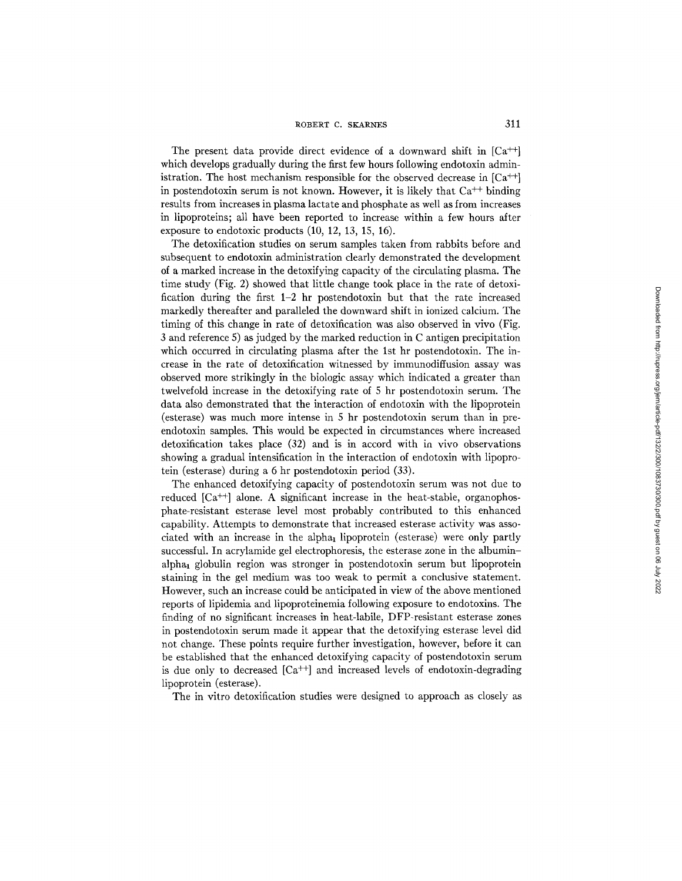The present data provide direct evidence of a downward shift in $[Ca^{++}]$ which develops gradually during the first few hours following endotoxin administration. The host mechanism responsible for the observed decrease in $[Ca^{++}]$ in postendotoxin serum is not known. However, it is likely that $Ca^{++}$ binding results from increases in plasma lactate and phosphate as well as from increases in lipoproteins; all have been reported to increase within a few hours after exposure to endotoxic products (10, 12, 13, 15, 16).

The detoxification studies on serum samples taken from rabbits before and subsequent to endotoxin administration clearly demonstrated the development of a marked increase in the detoxifying capacity of the circulating plasma. The time study (Fig. 2) showed that little change took place in the rate of detoxification during the first 1–2 hr postendotoxin but that the rate increased markedly thereafter and paralleled the downward shift in ionized calcium. The timing of this change in rate of detoxification was also observed in vivo (Fig. 3 and reference 5) as judged by the marked reduction in C antigen precipitation which occurred in circulating plasma after the 1st hr postendotoxin. The increase in the rate of detoxification witnessed by immunodiffusion assay was observed more strikingly in the biologic assay which indicated a greater than twelvefold increase in the detoxifying rate of 5 hr postendotoxin serum. The data also demonstrated that the interaction of endotoxin with the lipoprotein (esterase) was much more intense in 5 hr postendotoxin serum than in pre-endotoxin samples. This would be expected in circumstances where increased detoxification takes place (32) and is in accord with in vivo observations showing a gradual intensification in the interaction of endotoxin with lipoprotein (esterase) during a 6 hr postendotoxin period (33).

The enhanced detoxifying capacity of postendotoxin serum was not due to reduced $[Ca^{++}]$ alone. A significant increase in the heat-stable, organophosphate-resistant esterase level most probably contributed to this enhanced capability. Attempts to demonstrate that increased esterase activity was associated with an increase in the $alpha_1$ lipoprotein (esterase) were only partly successful. In acrylamide gel electrophoresis, the esterase zone in the albumin–$alpha_1$ globulin region was stronger in postendotoxin serum but lipoprotein staining in the gel medium was too weak to permit a conclusive statement. However, such an increase could be anticipated in view of the above mentioned reports of lipidemia and lipoproteinemia following exposure to endotoxins. The finding of no significant increases in heat-labile, DFP-resistant esterase zones in postendotoxin serum made it appear that the detoxifying esterase level did not change. These points require further investigation, however, before it can be established that the enhanced detoxifying capacity of postendotoxin serum is due only to decreased $[Ca^{++}]$ and increased levels of endotoxin-degrading lipoprotein (esterase).

The in vitro detoxification studies were designed to approach as closely as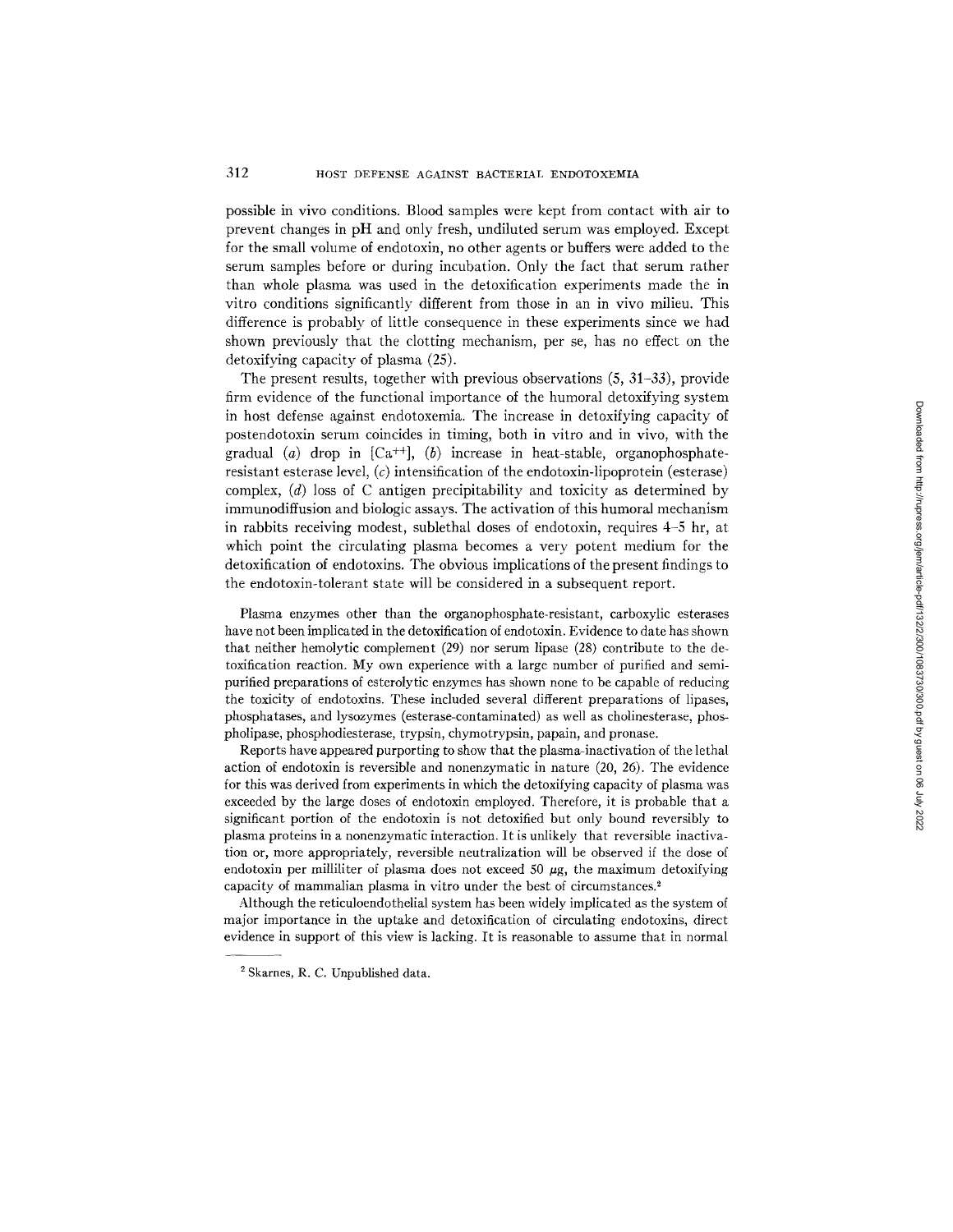possible in vivo conditions. Blood samples were kept from contact with air to prevent changes in pH and only fresh, undiluted serum was employed. Except for the small volume of endotoxin, no other agents or buffers were added to the serum samples before or during incubation. Only the fact that serum rather than whole plasma was used in the detoxification experiments made the in vitro conditions significantly different from those in an in vivo milieu. This difference is probably of little consequence in these experiments since we had shown previously that the clotting mechanism, per se, has no effect on the detoxifying capacity of plasma (25).

The present results, together with previous observations (5, 31–33), provide firm evidence of the functional importance of the humoral detoxifying system in host defense against endotoxemia. The increase in detoxifying capacity of postendotoxin serum coincides in timing, both in vitro and in vivo, with the gradual (*a*) drop in [$Ca^{++}$], (*b*) increase in heat-stable, organophosphate-resistant esterase level, (*c*) intensification of the endotoxin-lipoprotein (esterase) complex, (*d*) loss of C antigen precipitability and toxicity as determined by immunodiffusion and biologic assays. The activation of this humoral mechanism in rabbits receiving modest, sublethal doses of endotoxin, requires 4–5 hr, at which point the circulating plasma becomes a very potent medium for the detoxification of endotoxins. The obvious implications of the present findings to the endotoxin-tolerant state will be considered in a subsequent report.

Plasma enzymes other than the organophosphate-resistant, carboxylic esterases have not been implicated in the detoxification of endotoxin. Evidence to date has shown that neither hemolytic complement (29) nor serum lipase (28) contribute to the detoxification reaction. My own experience with a large number of purified and semipurified preparations of esterolytic enzymes has shown none to be capable of reducing the toxicity of endotoxins. These included several different preparations of lipases, phosphatases, and lysozymes (esterase-contaminated) as well as cholinesterase, phospholipase, phosphodiesterase, trypsin, chymotrypsin, papain, and pronase.

Reports have appeared purporting to show that the plasma-inactivation of the lethal action of endotoxin is reversible and nonenzymatic in nature (20, 26). The evidence for this was derived from experiments in which the detoxifying capacity of plasma was exceeded by the large doses of endotoxin employed. Therefore, it is probable that a significant portion of the endotoxin is not detoxified but only bound reversibly to plasma proteins in a nonenzymatic interaction. It is unlikely that reversible inactivation or, more appropriately, reversible neutralization will be observed if the dose of endotoxin per milliliter of plasma does not exceed 50 $\mu$g, the maximum detoxifying capacity of mammalian plasma in vitro under the best of circumstances.[2]

Although the reticuloendothelial system has been widely implicated as the system of major importance in the uptake and detoxification of circulating endotoxins, direct evidence in support of this view is lacking. It is reasonable to assume that in normal

[2] Skarnes, R. C. Unpublished data.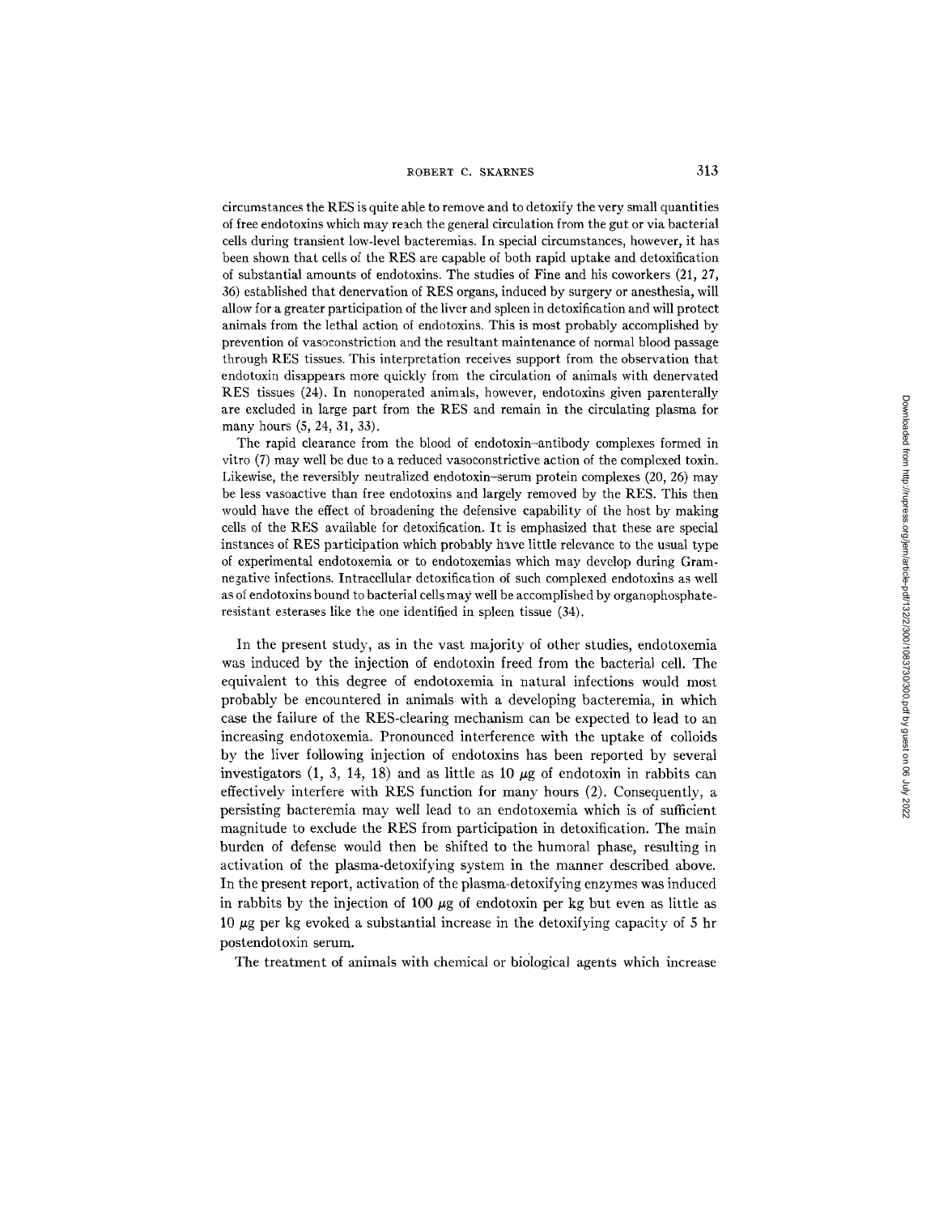circumstances the RES is quite able to remove and to detoxify the very small quantities of free endotoxins which may reach the general circulation from the gut or via bacterial cells during transient low-level bacteremias. In special circumstances, however, it has been shown that cells of the RES are capable of both rapid uptake and detoxification of substantial amounts of endotoxins. The studies of Fine and his coworkers (21, 27, 36) established that denervation of RES organs, induced by surgery or anesthesia, will allow for a greater participation of the liver and spleen in detoxification and will protect animals from the lethal action of endotoxins. This is most probably accomplished by prevention of vasoconstriction and the resultant maintenance of normal blood passage through RES tissues. This interpretation receives support from the observation that endotoxin disappears more quickly from the circulation of animals with denervated RES tissues (24). In nonoperated animals, however, endotoxins given parenterally are excluded in large part from the RES and remain in the circulating plasma for many hours (5, 24, 31, 33).

The rapid clearance from the blood of endotoxin–antibody complexes formed in vitro (7) may well be due to a reduced vasoconstrictive action of the complexed toxin. Likewise, the reversibly neutralized endotoxin–serum protein complexes (20, 26) may be less vasoactive than free endotoxins and largely removed by the RES. This then would have the effect of broadening the defensive capability of the host by making cells of the RES available for detoxification. It is emphasized that these are special instances of RES participation which probably have little relevance to the usual type of experimental endotoxemia or to endotoxemias which may develop during Gram-negative infections. Intracellular detoxification of such complexed endotoxins as well as of endotoxins bound to bacterial cells may well be accomplished by organophosphate-resistant esterases like the one identified in spleen tissue (34).

In the present study, as in the vast majority of other studies, endotoxemia was induced by the injection of endotoxin freed from the bacterial cell. The equivalent to this degree of endotoxemia in natural infections would most probably be encountered in animals with a developing bacteremia, in which case the failure of the RES-clearing mechanism can be expected to lead to an increasing endotoxemia. Pronounced interference with the uptake of colloids by the liver following injection of endotoxins has been reported by several investigators (1, 3, 14, 18) and as little as 10 $\mu$g of endotoxin in rabbits can effectively interfere with RES function for many hours (2). Consequently, a persisting bacteremia may well lead to an endotoxemia which is of sufficient magnitude to exclude the RES from participation in detoxification. The main burden of defense would then be shifted to the humoral phase, resulting in activation of the plasma-detoxifying system in the manner described above. In the present report, activation of the plasma-detoxifying enzymes was induced in rabbits by the injection of 100 $\mu$g of endotoxin per kg but even as little as 10 $\mu$g per kg evoked a substantial increase in the detoxifying capacity of 5 hr postendotoxin serum.

The treatment of animals with chemical or biological agents which increase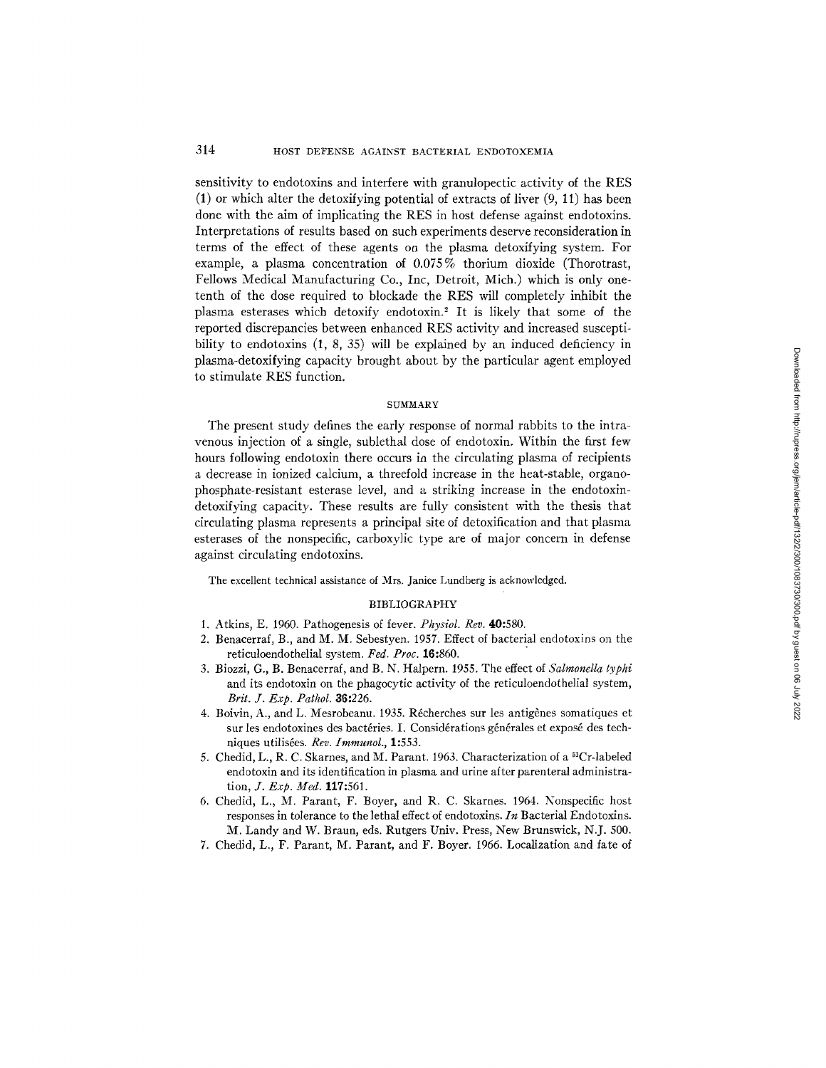sensitivity to endotoxins and interfere with granulopectic activity of the RES (1) or which alter the detoxifying potential of extracts of liver (9, 11) has been done with the aim of implicating the RES in host defense against endotoxins. Interpretations of results based on such experiments deserve reconsideration in terms of the effect of these agents on the plasma detoxifying system. For example, a plasma concentration of 0.075% thorium dioxide (Thorotrast, Fellows Medical Manufacturing Co., Inc, Detroit, Mich.) which is only one-tenth of the dose required to blockade the RES will completely inhibit the plasma esterases which detoxify endotoxin.[2] It is likely that some of the reported discrepancies between enhanced RES activity and increased susceptibility to endotoxins (1, 8, 35) will be explained by an induced deficiency in plasma-detoxifying capacity brought about by the particular agent employed to stimulate RES function.

## SUMMARY

The present study defines the early response of normal rabbits to the intravenous injection of a single, sublethal dose of endotoxin. Within the first few hours following endotoxin there occurs in the circulating plasma of recipients a decrease in ionized calcium, a threefold increase in the heat-stable, organophosphate-resistant esterase level, and a striking increase in the endotoxin-detoxifying capacity. These results are fully consistent with the thesis that circulating plasma represents a principal site of detoxification and that plasma esterases of the nonspecific, carboxylic type are of major concern in defense against circulating endotoxins.

The excellent technical assistance of Mrs. Janice Lundberg is acknowledged.

## BIBLIOGRAPHY

1. Atkins, E. 1960. Pathogenesis of fever. *Physiol. Rev.* **40:**580.
2. Benacerraf, B., and M. M. Sebestyen. 1957. Effect of bacterial endotoxins on the reticuloendothelial system. *Fed. Proc.* **16:**860.
3. Biozzi, G., B. Benacerraf, and B. N. Halpern. 1955. The effect of *Salmonella typhi* and its endotoxin on the phagocytic activity of the reticuloendothelial system, *Brit. J. Exp. Pathol.* **36:**226.
4. Boivin, A., and L. Mesrobeanu. 1935. Récherches sur les antigènes somatiques et sur les endotoxines des bactéries. I. Considérations générales et exposé des techniques utilisées. *Rev. Immunol.*, **1:**553.
5. Chedid, L., R. C. Skarnes, and M. Parant. 1963. Characterization of a $^{51}$Cr-labeled endotoxin and its identification in plasma and urine after parenteral administration, *J. Exp. Med.* **117:**561.
6. Chedid, L., M. Parant, F. Boyer, and R. C. Skarnes. 1964. Nonspecific host responses in tolerance to the lethal effect of endotoxins. *In* Bacterial Endotoxins. M. Landy and W. Braun, eds. Rutgers Univ. Press, New Brunswick, N.J. 500.
7. Chedid, L., F. Parant, M. Parant, and F. Boyer. 1966. Localization and fate of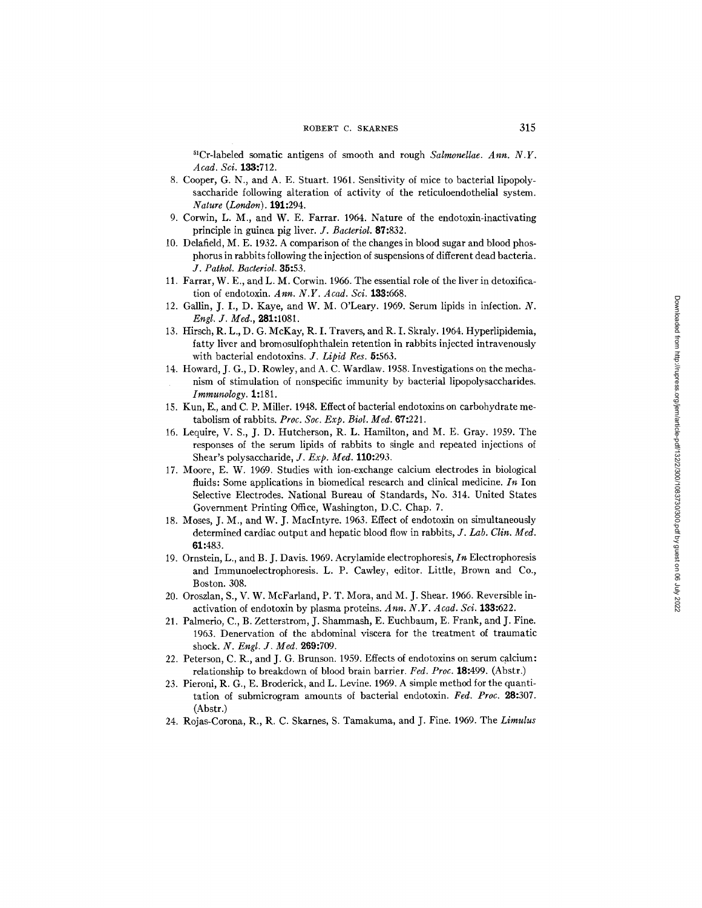$^{51}$Cr-labeled somatic antigens of smooth and rough *Salmonellae*. *Ann. N.Y. Acad. Sci.* **133:**712.

8. Cooper, G. N., and A. E. Stuart. 1961. Sensitivity of mice to bacterial lipopolysaccharide following alteration of activity of the reticuloendothelial system. *Nature (London)*. **191:**294.
9. Corwin, L. M., and W. E. Farrar. 1964. Nature of the endotoxin-inactivating principle in guinea pig liver. *J. Bacteriol.* **87:**832.
10. Delafield, M. E. 1932. A comparison of the changes in blood sugar and blood phosphorus in rabbits following the injection of suspensions of different dead bacteria. *J. Pathol. Bacteriol.* **35:**53.
11. Farrar, W. E., and L. M. Corwin. 1966. The essential role of the liver in detoxification of endotoxin. *Ann. N.Y. Acad. Sci.* **133:**668.
12. Gallin, J. I., D. Kaye, and W. M. O'Leary. 1969. Serum lipids in infection. *N. Engl. J. Med.*, **281:**1081.
13. Hirsch, R. L., D. G. McKay, R. I. Travers, and R. I. Skraly. 1964. Hyperlipidemia, fatty liver and bromosulfophthalein retention in rabbits injected intravenously with bacterial endotoxins. *J. Lipid Res.* **5:**563.
14. Howard, J. G., D. Rowley, and A. C. Wardlaw. 1958. Investigations on the mechanism of stimulation of nonspecific immunity by bacterial lipopolysaccharides. *Immunology.* **1:**181.
15. Kun, E., and C. P. Miller. 1948. Effect of bacterial endotoxins on carbohydrate metabolism of rabbits. *Proc. Soc. Exp. Biol. Med.* **67:**221.
16. Lequire, V. S., J. D. Hutcherson, R. L. Hamilton, and M. E. Gray. 1959. The responses of the serum lipids of rabbits to single and repeated injections of Shear's polysaccharide, *J. Exp. Med.* **110:**293.
17. Moore, E. W. 1969. Studies with ion-exchange calcium electrodes in biological fluids: Some applications in biomedical research and clinical medicine. *In* Ion Selective Electrodes. National Bureau of Standards, No. 314. United States Government Printing Office, Washington, D.C. Chap. 7.
18. Moses, J. M., and W. J. MacIntyre. 1963. Effect of endotoxin on simultaneously determined cardiac output and hepatic blood flow in rabbits, *J. Lab. Clin. Med.* **61:**483.
19. Ornstein, L., and B. J. Davis. 1969. Acrylamide electrophoresis, *In* Electrophoresis and Immunoelectrophoresis. L. P. Cawley, editor. Little, Brown and Co., Boston. 308.
20. Oroszlan, S., V. W. McFarland, P. T. Mora, and M. J. Shear. 1966. Reversible inactivation of endotoxin by plasma proteins. *Ann. N.Y. Acad. Sci.* **133:**622.
21. Palmerio, C., B. Zetterstrom, J. Shammash, E. Euchbaum, E. Frank, and J. Fine. 1963. Denervation of the abdominal viscera for the treatment of traumatic shock. *N. Engl. J. Med.* **269:**709.
22. Peterson, C. R., and J. G. Brunson. 1959. Effects of endotoxins on serum calcium: relationship to breakdown of blood brain barrier. *Fed. Proc.* **18:**499. (Abstr.)
23. Pieroni, R. G., E. Broderick, and L. Levine. 1969. A simple method for the quantitation of submicrogram amounts of bacterial endotoxin. *Fed. Proc.* **28:**307. (Abstr.)
24. Rojas-Corona, R., R. C. Skarnes, S. Tamakuma, and J. Fine. 1969. The *Limulus*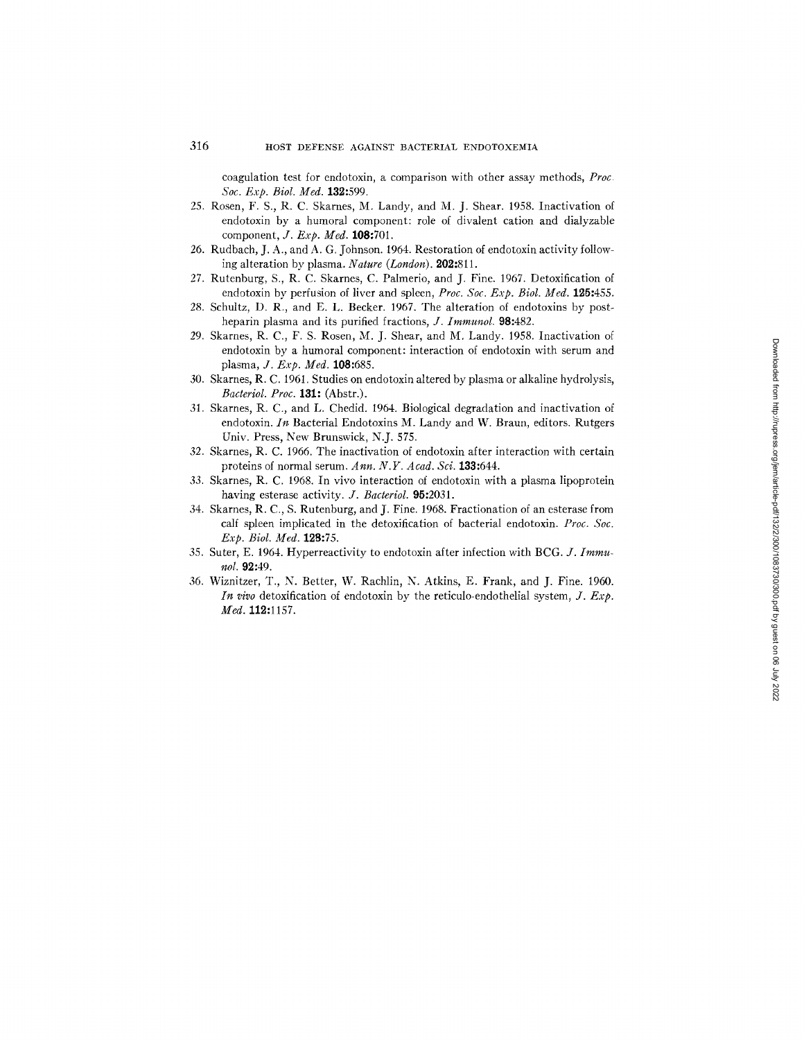coagulation test for endotoxin, a comparison with other assay methods, *Proc. Soc. Exp. Biol. Med.* **132:**599.

25. Rosen, F. S., R. C. Skarnes, M. Landy, and M. J. Shear. 1958. Inactivation of endotoxin by a humoral component: role of divalent cation and dialyzable component, *J. Exp. Med.* **108:**701.
26. Rudbach, J. A., and A. G. Johnson. 1964. Restoration of endotoxin activity following alteration by plasma. *Nature (London).* **202:**811.
27. Rutenburg, S., R. C. Skarnes, C. Palmerio, and J. Fine. 1967. Detoxification of endotoxin by perfusion of liver and spleen, *Proc. Soc. Exp. Biol. Med.* **125:**455.
28. Schultz, D. R., and E. L. Becker. 1967. The alteration of endotoxins by post-heparin plasma and its purified fractions, *J. Immunol.* **98:**482.
29. Skarnes, R. C., F. S. Rosen, M. J. Shear, and M. Landy. 1958. Inactivation of endotoxin by a humoral component: interaction of endotoxin with serum and plasma, *J. Exp. Med.* **108:**685.
30. Skarnes, R. C. 1961. Studies on endotoxin altered by plasma or alkaline hydrolysis, *Bacteriol. Proc.* **131:** (Abstr.).
31. Skarnes, R. C., and L. Chedid. 1964. Biological degradation and inactivation of endotoxin. *In* Bacterial Endotoxins M. Landy and W. Braun, editors. Rutgers Univ. Press, New Brunswick, N.J. 575.
32. Skarnes, R. C. 1966. The inactivation of endotoxin after interaction with certain proteins of normal serum. *Ann. N.Y. Acad. Sci.* **133:**644.
33. Skarnes, R. C. 1968. In vivo interaction of endotoxin with a plasma lipoprotein having esterase activity. *J. Bacteriol.* **95:**2031.
34. Skarnes, R. C., S. Rutenburg, and J. Fine. 1968. Fractionation of an esterase from calf spleen implicated in the detoxification of bacterial endotoxin. *Proc. Soc. Exp. Biol. Med.* **128:**75.
35. Suter, E. 1964. Hyperreactivity to endotoxin after infection with BCG. *J. Immunol.* **92:**49.
36. Wiznitzer, T., N. Better, W. Rachlin, N. Atkins, E. Frank, and J. Fine. 1960. *In vivo* detoxification of endotoxin by the reticulo-endothelial system, *J. Exp. Med.* **112:**1157.